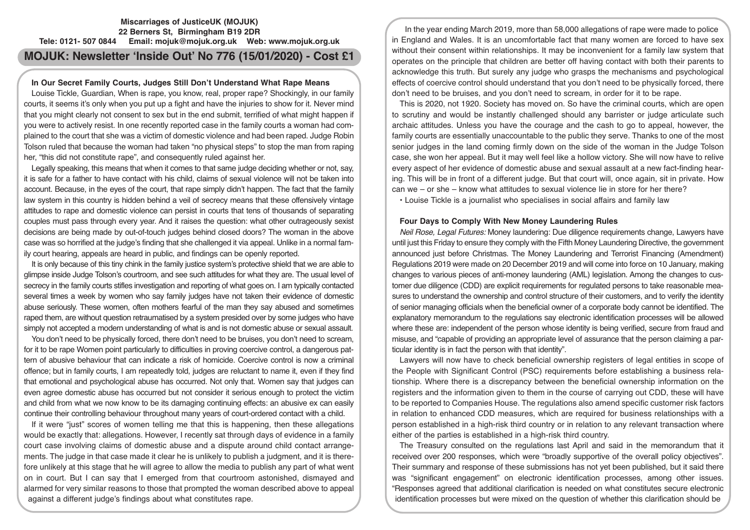**Miscarriages of JusticeUK (MOJUK)**
**22 Berners St, Birmingham B19 2DR**
**Tele: 0121- 507 0844 Email: mojuk@mojuk.org.uk Web: www.mojuk.org.uk**

# MOJUK: Newsletter 'Inside Out' No 776 (15/01/2020) - Cost £1

## In Our Secret Family Courts, Judges Still Don't Understand What Rape Means

Louise Tickle, Guardian, When is rape, you know, real, proper rape? Shockingly, in our family courts, it seems it's only when you put up a fight and have the injuries to show for it. Never mind that you might clearly not consent to sex but in the end submit, terrified of what might happen if you were to actively resist. In one recently reported case in the family courts a woman had complained to the court that she was a victim of domestic violence and had been raped. Judge Robin Tolson ruled that because the woman had taken "no physical steps" to stop the man from raping her, "this did not constitute rape", and consequently ruled against her.

Legally speaking, this means that when it comes to that same judge deciding whether or not, say, it is safe for a father to have contact with his child, claims of sexual violence will not be taken into account. Because, in the eyes of the court, that rape simply didn't happen. The fact that the family law system in this country is hidden behind a veil of secrecy means that these offensively vintage attitudes to rape and domestic violence can persist in courts that tens of thousands of separating couples must pass through every year. And it raises the question: what other outrageously sexist decisions are being made by out-of-touch judges behind closed doors? The woman in the above case was so horrified at the judge's finding that she challenged it via appeal. Unlike in a normal family court hearing, appeals are heard in public, and findings can be openly reported.

It is only because of this tiny chink in the family justice system's protective shield that we are able to glimpse inside Judge Tolson's courtroom, and see such attitudes for what they are. The usual level of secrecy in the family courts stifles investigation and reporting of what goes on. I am typically contacted several times a week by women who say family judges have not taken their evidence of domestic abuse seriously. These women, often mothers fearful of the man they say abused and sometimes raped them, are without question retraumatised by a system presided over by some judges who have simply not accepted a modern understanding of what is and is not domestic abuse or sexual assault.

You don't need to be physically forced, there don't need to be bruises, you don't need to scream, for it to be rape Women point particularly to difficulties in proving coercive control, a dangerous pattern of abusive behaviour that can indicate a risk of homicide. Coercive control is now a criminal offence; but in family courts, I am repeatedly told, judges are reluctant to name it, even if they find that emotional and psychological abuse has occurred. Not only that. Women say that judges can even agree domestic abuse has occurred but not consider it serious enough to protect the victim and child from what we now know to be its damaging continuing effects: an abusive ex can easily continue their controlling behaviour throughout many years of court-ordered contact with a child.

If it were "just" scores of women telling me that this is happening, then these allegations would be exactly that: allegations. However, I recently sat through days of evidence in a family court case involving claims of domestic abuse and a dispute around child contact arrangements. The judge in that case made it clear he is unlikely to publish a judgment, and it is therefore unlikely at this stage that he will agree to allow the media to publish any part of what went on in court. But I can say that I emerged from that courtroom astonished, dismayed and alarmed for very similar reasons to those that prompted the woman described above to appeal against a different judge's findings about what constitutes rape.

In the year ending March 2019, more than 58,000 allegations of rape were made to police in England and Wales. It is an uncomfortable fact that many women are forced to have sex without their consent within relationships. It may be inconvenient for a family law system that operates on the principle that children are better off having contact with both their parents to acknowledge this truth. But surely any judge who grasps the mechanisms and psychological effects of coercive control should understand that you don't need to be physically forced, there don't need to be bruises, and you don't need to scream, in order for it to be rape.

This is 2020, not 1920. Society has moved on. So have the criminal courts, which are open to scrutiny and would be instantly challenged should any barrister or judge articulate such archaic attitudes. Unless you have the courage and the cash to go to appeal, however, the family courts are essentially unaccountable to the public they serve. Thanks to one of the most senior judges in the land coming firmly down on the side of the woman in the Judge Tolson case, she won her appeal. But it may well feel like a hollow victory. She will now have to relive every aspect of her evidence of domestic abuse and sexual assault at a new fact-finding hearing. This will be in front of a different judge. But that court will, once again, sit in private. How can we – or she – know what attitudes to sexual violence lie in store for her there?

• Louise Tickle is a journalist who specialises in social affairs and family law

## Four Days to Comply With New Money Laundering Rules

*Neil Rose, Legal Futures:* Money laundering: Due diligence requirements change, Lawyers have until just this Friday to ensure they comply with the Fifth Money Laundering Directive, the government announced just before Christmas. The Money Laundering and Terrorist Financing (Amendment) Regulations 2019 were made on 20 December 2019 and will come into force on 10 January, making changes to various pieces of anti-money laundering (AML) legislation. Among the changes to customer due diligence (CDD) are explicit requirements for regulated persons to take reasonable measures to understand the ownership and control structure of their customers, and to verify the identity of senior managing officials when the beneficial owner of a corporate body cannot be identified. The explanatory memorandum to the regulations say electronic identification processes will be allowed where these are: independent of the person whose identity is being verified, secure from fraud and misuse, and "capable of providing an appropriate level of assurance that the person claiming a particular identity is in fact the person with that identity".

Lawyers will now have to check beneficial ownership registers of legal entities in scope of the People with Significant Control (PSC) requirements before establishing a business relationship. Where there is a discrepancy between the beneficial ownership information on the registers and the information given to them in the course of carrying out CDD, these will have to be reported to Companies House. The regulations also amend specific customer risk factors in relation to enhanced CDD measures, which are required for business relationships with a person established in a high-risk third country or in relation to any relevant transaction where either of the parties is established in a high-risk third country.

The Treasury consulted on the regulations last April and said in the memorandum that it received over 200 responses, which were "broadly supportive of the overall policy objectives". Their summary and response of these submissions has not yet been published, but it said there was "significant engagement" on electronic identification processes, among other issues. "Responses agreed that additional clarification is needed on what constitutes secure electronic identification processes but were mixed on the question of whether this clarification should be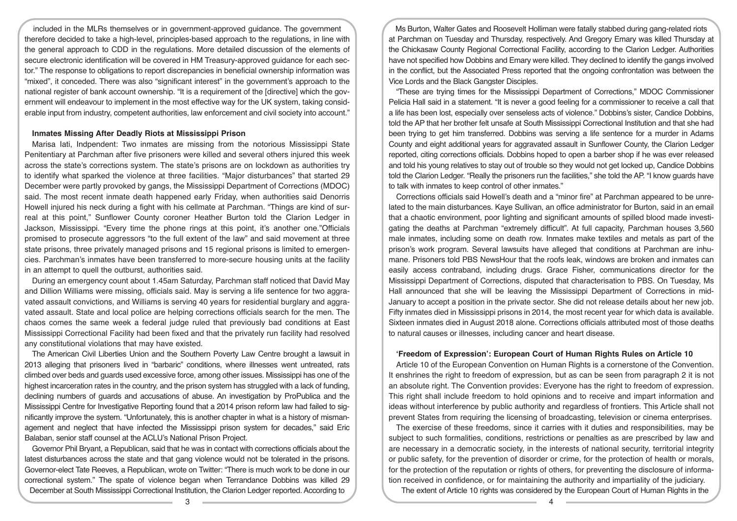included in the MLRs themselves or in government-approved guidance. The government therefore decided to take a high-level, principles-based approach to the regulations, in line with the general approach to CDD in the regulations. More detailed discussion of the elements of secure electronic identification will be covered in HM Treasury-approved guidance for each sector." The response to obligations to report discrepancies in beneficial ownership information was "mixed", it conceded. There was also "significant interest" in the government's approach to the national register of bank account ownership. "It is a requirement of the [directive] which the government will endeavour to implement in the most effective way for the UK system, taking considerable input from industry, competent authorities, law enforcement and civil society into account."

### Inmates Missing After Deadly Riots at Mississippi Prison

Marisa Iati, Indpendent: Two inmates are missing from the notorious Mississippi State Penitentiary at Parchman after five prisoners were killed and several others injured this week across the state's corrections system. The state's prisons are on lockdown as authorities try to identify what sparked the violence at three facilities. "Major disturbances" that started 29 December were partly provoked by gangs, the Mississippi Department of Corrections (MDOC) said. The most recent inmate death happened early Friday, when authorities said Denorris Howell injured his neck during a fight with his cellmate at Parchman. "Things are kind of surreal at this point," Sunflower County coroner Heather Burton told the Clarion Ledger in Jackson, Mississippi. "Every time the phone rings at this point, it's another one."Officials promised to prosecute aggressors "to the full extent of the law" and said movement at three state prisons, three privately managed prisons and 15 regional prisons is limited to emergencies. Parchman's inmates have been transferred to more-secure housing units at the facility in an attempt to quell the outburst, authorities said.

During an emergency count about 1.45am Saturday, Parchman staff noticed that David May and Dillion Williams were missing, officials said. May is serving a life sentence for two aggravated assault convictions, and Williams is serving 40 years for residential burglary and aggravated assault. State and local police are helping corrections officials search for the men. The chaos comes the same week a federal judge ruled that previously bad conditions at East Mississippi Correctional Facility had been fixed and that the privately run facility had resolved any constitutional violations that may have existed.

The American Civil Liberties Union and the Southern Poverty Law Centre brought a lawsuit in 2013 alleging that prisoners lived in "barbaric" conditions, where illnesses went untreated, rats climbed over beds and guards used excessive force, among other issues. Mississippi has one of the highest incarceration rates in the country, and the prison system has struggled with a lack of funding, declining numbers of guards and accusations of abuse. An investigation by ProPublica and the Mississippi Centre for Investigative Reporting found that a 2014 prison reform law had failed to significantly improve the system. "Unfortunately, this is another chapter in what is a history of mismanagement and neglect that have infected the Mississippi prison system for decades," said Eric Balaban, senior staff counsel at the ACLU's National Prison Project.

Governor Phil Bryant, a Republican, said that he was in contact with corrections officials about the latest disturbances across the state and that gang violence would not be tolerated in the prisons. Governor-elect Tate Reeves, a Republican, wrote on Twitter: "There is much work to be done in our correctional system." The spate of violence began when Terrandance Dobbins was killed 29 December at South Mississippi Correctional Institution, the Clarion Ledger reported. According to Ms Burton, Walter Gates and Roosevelt Holliman were fatally stabbed during gang-related riots at Parchman on Tuesday and Thursday, respectively. And Gregory Emary was killed Thursday at the Chickasaw County Regional Correctional Facility, according to the Clarion Ledger. Authorities have not specified how Dobbins and Emary were killed. They declined to identify the gangs involved in the conflict, but the Associated Press reported that the ongoing confrontation was between the Vice Lords and the Black Gangster Disciples.

"These are trying times for the Mississippi Department of Corrections," MDOC Commissioner Pelicia Hall said in a statement. "It is never a good feeling for a commissioner to receive a call that a life has been lost, especially over senseless acts of violence." Dobbins's sister, Candice Dobbins, told the AP that her brother felt unsafe at South Mississippi Correctional Institution and that she had been trying to get him transferred. Dobbins was serving a life sentence for a murder in Adams County and eight additional years for aggravated assault in Sunflower County, the Clarion Ledger reported, citing corrections officials. Dobbins hoped to open a barber shop if he was ever released and told his young relatives to stay out of trouble so they would not get locked up, Candice Dobbins told the Clarion Ledger. "Really the prisoners run the facilities," she told the AP. "I know guards have to talk with inmates to keep control of other inmates."

Corrections officials said Howell's death and a "minor fire" at Parchman appeared to be unrelated to the main disturbances. Kaye Sullivan, an office administrator for Burton, said in an email that a chaotic environment, poor lighting and significant amounts of spilled blood made investigating the deaths at Parchman "extremely difficult". At full capacity, Parchman houses 3,560 male inmates, including some on death row. Inmates make textiles and metals as part of the prison's work program. Several lawsuits have alleged that conditions at Parchman are inhumane. Prisoners told PBS NewsHour that the roofs leak, windows are broken and inmates can easily access contraband, including drugs. Grace Fisher, communications director for the Mississippi Department of Corrections, disputed that characterisation to PBS. On Tuesday, Ms Hall announced that she will be leaving the Mississippi Department of Corrections in mid-January to accept a position in the private sector. She did not release details about her new job. Fifty inmates died in Mississippi prisons in 2014, the most recent year for which data is available. Sixteen inmates died in August 2018 alone. Corrections officials attributed most of those deaths to natural causes or illnesses, including cancer and heart disease.

### 'Freedom of Expression': European Court of Human Rights Rules on Article 10

Article 10 of the European Convention on Human Rights is a cornerstone of the Convention. It enshrines the right to freedom of expression, but as can be seen from paragraph 2 it is not an absolute right. The Convention provides: Everyone has the right to freedom of expression. This right shall include freedom to hold opinions and to receive and impart information and ideas without interference by public authority and regardless of frontiers. This Article shall not prevent States from requiring the licensing of broadcasting, television or cinema enterprises.

The exercise of these freedoms, since it carries with it duties and responsibilities, may be subject to such formalities, conditions, restrictions or penalties as are prescribed by law and are necessary in a democratic society, in the interests of national security, territorial integrity or public safety, for the prevention of disorder or crime, for the protection of health or morals, for the protection of the reputation or rights of others, for preventing the disclosure of information received in confidence, or for maintaining the authority and impartiality of the judiciary.

The extent of Article 10 rights was considered by the European Court of Human Rights in the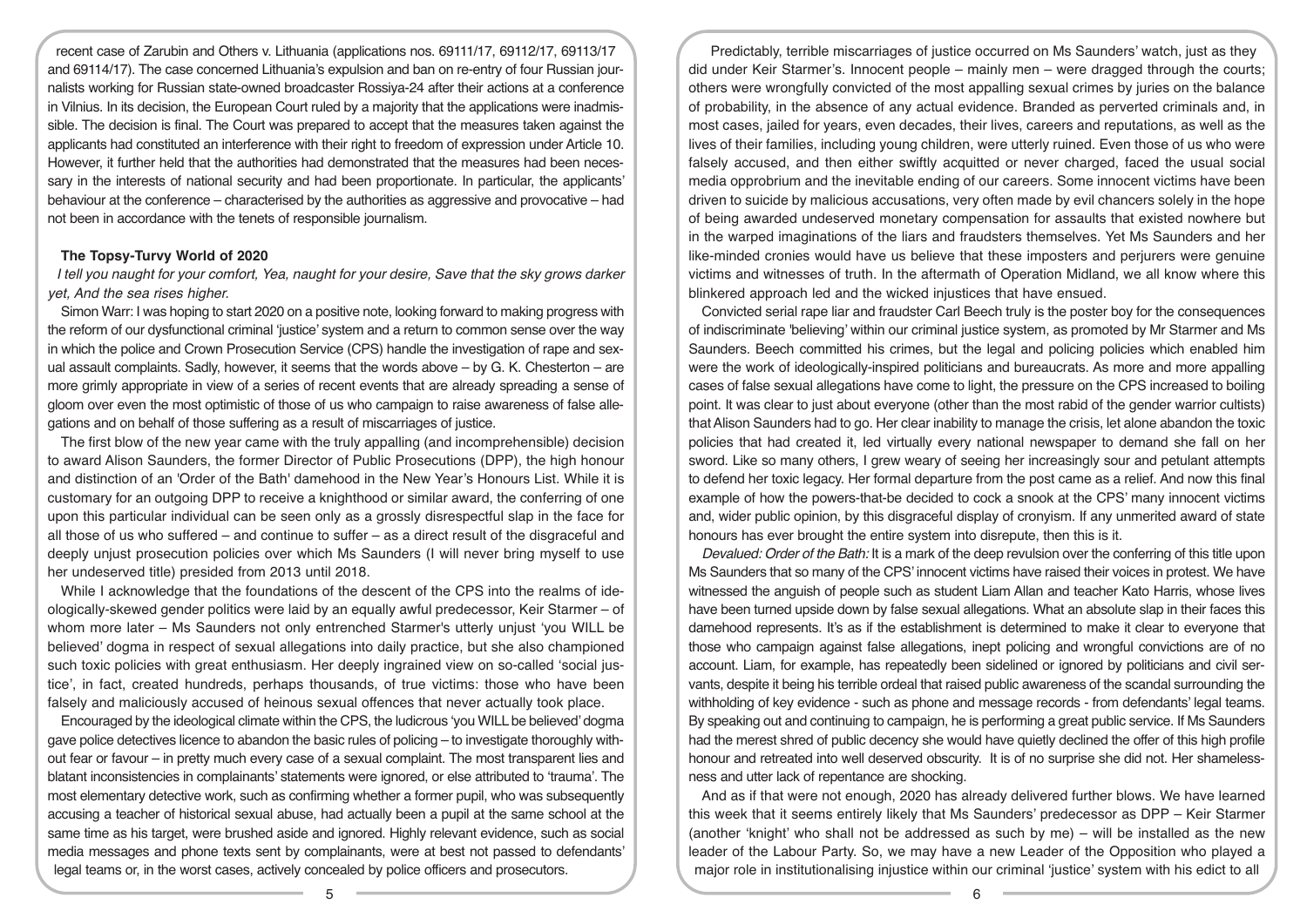recent case of Zarubin and Others v. Lithuania (applications nos. 69111/17, 69112/17, 69113/17 and 69114/17). The case concerned Lithuania's expulsion and ban on re-entry of four Russian journalists working for Russian state-owned broadcaster Rossiya-24 after their actions at a conference in Vilnius. In its decision, the European Court ruled by a majority that the applications were inadmissible. The decision is final. The Court was prepared to accept that the measures taken against the applicants had constituted an interference with their right to freedom of expression under Article 10. However, it further held that the authorities had demonstrated that the measures had been necessary in the interests of national security and had been proportionate. In particular, the applicants' behaviour at the conference – characterised by the authorities as aggressive and provocative – had not been in accordance with the tenets of responsible journalism.

**The Topsy-Turvy World of 2020**

*I tell you naught for your comfort, Yea, naught for your desire, Save that the sky grows darker yet, And the sea rises higher.*

Simon Warr: I was hoping to start 2020 on a positive note, looking forward to making progress with the reform of our dysfunctional criminal 'justice' system and a return to common sense over the way in which the police and Crown Prosecution Service (CPS) handle the investigation of rape and sexual assault complaints. Sadly, however, it seems that the words above – by G. K. Chesterton – are more grimly appropriate in view of a series of recent events that are already spreading a sense of gloom over even the most optimistic of those of us who campaign to raise awareness of false allegations and on behalf of those suffering as a result of miscarriages of justice.

The first blow of the new year came with the truly appalling (and incomprehensible) decision to award Alison Saunders, the former Director of Public Prosecutions (DPP), the high honour and distinction of an 'Order of the Bath' damehood in the New Year's Honours List. While it is customary for an outgoing DPP to receive a knighthood or similar award, the conferring of one upon this particular individual can be seen only as a grossly disrespectful slap in the face for all those of us who suffered – and continue to suffer – as a direct result of the disgraceful and deeply unjust prosecution policies over which Ms Saunders (I will never bring myself to use her undeserved title) presided from 2013 until 2018.

While I acknowledge that the foundations of the descent of the CPS into the realms of ideologically-skewed gender politics were laid by an equally awful predecessor, Keir Starmer – of whom more later – Ms Saunders not only entrenched Starmer's utterly unjust 'you WILL be believed' dogma in respect of sexual allegations into daily practice, but she also championed such toxic policies with great enthusiasm. Her deeply ingrained view on so-called 'social justice', in fact, created hundreds, perhaps thousands, of true victims: those who have been falsely and maliciously accused of heinous sexual offences that never actually took place.

Encouraged by the ideological climate within the CPS, the ludicrous 'you WILL be believed' dogma gave police detectives licence to abandon the basic rules of policing – to investigate thoroughly without fear or favour – in pretty much every case of a sexual complaint. The most transparent lies and blatant inconsistencies in complainants' statements were ignored, or else attributed to 'trauma'. The most elementary detective work, such as confirming whether a former pupil, who was subsequently accusing a teacher of historical sexual abuse, had actually been a pupil at the same school at the same time as his target, were brushed aside and ignored. Highly relevant evidence, such as social media messages and phone texts sent by complainants, were at best not passed to defendants' legal teams or, in the worst cases, actively concealed by police officers and prosecutors.

Predictably, terrible miscarriages of justice occurred on Ms Saunders' watch, just as they did under Keir Starmer's. Innocent people – mainly men – were dragged through the courts; others were wrongfully convicted of the most appalling sexual crimes by juries on the balance of probability, in the absence of any actual evidence. Branded as perverted criminals and, in most cases, jailed for years, even decades, their lives, careers and reputations, as well as the lives of their families, including young children, were utterly ruined. Even those of us who were falsely accused, and then either swiftly acquitted or never charged, faced the usual social media opprobrium and the inevitable ending of our careers. Some innocent victims have been driven to suicide by malicious accusations, very often made by evil chancers solely in the hope of being awarded undeserved monetary compensation for assaults that existed nowhere but in the warped imaginations of the liars and fraudsters themselves. Yet Ms Saunders and her like-minded cronies would have us believe that these imposters and perjurers were genuine victims and witnesses of truth. In the aftermath of Operation Midland, we all know where this blinkered approach led and the wicked injustices that have ensued.

Convicted serial rape liar and fraudster Carl Beech truly is the poster boy for the consequences of indiscriminate 'believing' within our criminal justice system, as promoted by Mr Starmer and Ms Saunders. Beech committed his crimes, but the legal and policing policies which enabled him were the work of ideologically-inspired politicians and bureaucrats. As more and more appalling cases of false sexual allegations have come to light, the pressure on the CPS increased to boiling point. It was clear to just about everyone (other than the most rabid of the gender warrior cultists) that Alison Saunders had to go. Her clear inability to manage the crisis, let alone abandon the toxic policies that had created it, led virtually every national newspaper to demand she fall on her sword. Like so many others, I grew weary of seeing her increasingly sour and petulant attempts to defend her toxic legacy. Her formal departure from the post came as a relief. And now this final example of how the powers-that-be decided to cock a snook at the CPS' many innocent victims and, wider public opinion, by this disgraceful display of cronyism. If any unmerited award of state honours has ever brought the entire system into disrepute, then this is it.

*Devalued: Order of the Bath:* It is a mark of the deep revulsion over the conferring of this title upon Ms Saunders that so many of the CPS' innocent victims have raised their voices in protest. We have witnessed the anguish of people such as student Liam Allan and teacher Kato Harris, whose lives have been turned upside down by false sexual allegations. What an absolute slap in their faces this damehood represents. It's as if the establishment is determined to make it clear to everyone that those who campaign against false allegations, inept policing and wrongful convictions are of no account. Liam, for example, has repeatedly been sidelined or ignored by politicians and civil servants, despite it being his terrible ordeal that raised public awareness of the scandal surrounding the withholding of key evidence - such as phone and message records - from defendants' legal teams. By speaking out and continuing to campaign, he is performing a great public service. If Ms Saunders had the merest shred of public decency she would have quietly declined the offer of this high profile honour and retreated into well deserved obscurity. It is of no surprise she did not. Her shamelessness and utter lack of repentance are shocking.

And as if that were not enough, 2020 has already delivered further blows. We have learned this week that it seems entirely likely that Ms Saunders' predecessor as DPP – Keir Starmer (another 'knight' who shall not be addressed as such by me) – will be installed as the new leader of the Labour Party. So, we may have a new Leader of the Opposition who played a major role in institutionalising injustice within our criminal 'justice' system with his edict to all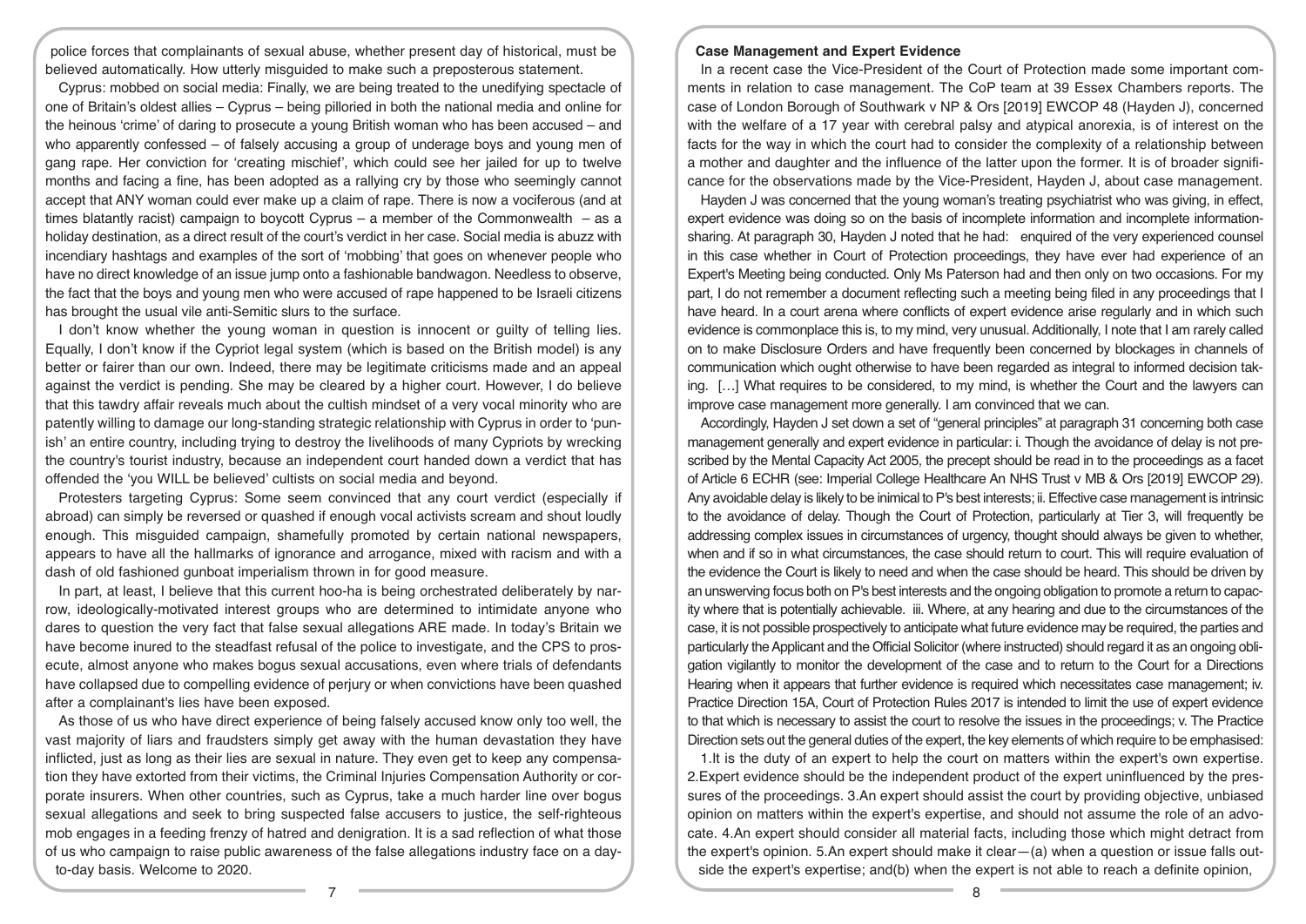police forces that complainants of sexual abuse, whether present day of historical, must be believed automatically. How utterly misguided to make such a preposterous statement.

Cyprus: mobbed on social media: Finally, we are being treated to the unedifying spectacle of one of Britain's oldest allies – Cyprus – being pilloried in both the national media and online for the heinous 'crime' of daring to prosecute a young British woman who has been accused – and who apparently confessed – of falsely accusing a group of underage boys and young men of gang rape. Her conviction for 'creating mischief', which could see her jailed for up to twelve months and facing a fine, has been adopted as a rallying cry by those who seemingly cannot accept that ANY woman could ever make up a claim of rape. There is now a vociferous (and at times blatantly racist) campaign to boycott Cyprus – a member of the Commonwealth – as a holiday destination, as a direct result of the court's verdict in her case. Social media is abuzz with incendiary hashtags and examples of the sort of 'mobbing' that goes on whenever people who have no direct knowledge of an issue jump onto a fashionable bandwagon. Needless to observe, the fact that the boys and young men who were accused of rape happened to be Israeli citizens has brought the usual vile anti-Semitic slurs to the surface.

I don't know whether the young woman in question is innocent or guilty of telling lies. Equally, I don't know if the Cypriot legal system (which is based on the British model) is any better or fairer than our own. Indeed, there may be legitimate criticisms made and an appeal against the verdict is pending. She may be cleared by a higher court. However, I do believe that this tawdry affair reveals much about the cultish mindset of a very vocal minority who are patently willing to damage our long-standing strategic relationship with Cyprus in order to 'punish' an entire country, including trying to destroy the livelihoods of many Cypriots by wrecking the country's tourist industry, because an independent court handed down a verdict that has offended the 'you WILL be believed' cultists on social media and beyond.

Protesters targeting Cyprus: Some seem convinced that any court verdict (especially if abroad) can simply be reversed or quashed if enough vocal activists scream and shout loudly enough. This misguided campaign, shamefully promoted by certain national newspapers, appears to have all the hallmarks of ignorance and arrogance, mixed with racism and with a dash of old fashioned gunboat imperialism thrown in for good measure.

In part, at least, I believe that this current hoo-ha is being orchestrated deliberately by narrow, ideologically-motivated interest groups who are determined to intimidate anyone who dares to question the very fact that false sexual allegations ARE made. In today's Britain we have become inured to the steadfast refusal of the police to investigate, and the CPS to prosecute, almost anyone who makes bogus sexual accusations, even where trials of defendants have collapsed due to compelling evidence of perjury or when convictions have been quashed after a complainant's lies have been exposed.

As those of us who have direct experience of being falsely accused know only too well, the vast majority of liars and fraudsters simply get away with the human devastation they have inflicted, just as long as their lies are sexual in nature. They even get to keep any compensation they have extorted from their victims, the Criminal Injuries Compensation Authority or corporate insurers. When other countries, such as Cyprus, take a much harder line over bogus sexual allegations and seek to bring suspected false accusers to justice, the self-righteous mob engages in a feeding frenzy of hatred and denigration. It is a sad reflection of what those of us who campaign to raise public awareness of the false allegations industry face on a day-to-day basis. Welcome to 2020.

## Case Management and Expert Evidence

In a recent case the Vice-President of the Court of Protection made some important comments in relation to case management. The CoP team at 39 Essex Chambers reports. The case of London Borough of Southwark v NP & Ors [2019] EWCOP 48 (Hayden J), concerned with the welfare of a 17 year with cerebral palsy and atypical anorexia, is of interest on the facts for the way in which the court had to consider the complexity of a relationship between a mother and daughter and the influence of the latter upon the former. It is of broader significance for the observations made by the Vice-President, Hayden J, about case management.

Hayden J was concerned that the young woman's treating psychiatrist who was giving, in effect, expert evidence was doing so on the basis of incomplete information and incomplete information-sharing. At paragraph 30, Hayden J noted that he had: enquired of the very experienced counsel in this case whether in Court of Protection proceedings, they have ever had experience of an Expert's Meeting being conducted. Only Ms Paterson had and then only on two occasions. For my part, I do not remember a document reflecting such a meeting being filed in any proceedings that I have heard. In a court arena where conflicts of expert evidence arise regularly and in which such evidence is commonplace this is, to my mind, very unusual. Additionally, I note that I am rarely called on to make Disclosure Orders and have frequently been concerned by blockages in channels of communication which ought otherwise to have been regarded as integral to informed decision taking. […] What requires to be considered, to my mind, is whether the Court and the lawyers can improve case management more generally. I am convinced that we can.

Accordingly, Hayden J set down a set of "general principles" at paragraph 31 concerning both case management generally and expert evidence in particular: i. Though the avoidance of delay is not prescribed by the Mental Capacity Act 2005, the precept should be read in to the proceedings as a facet of Article 6 ECHR (see: Imperial College Healthcare An NHS Trust v MB & Ors [2019] EWCOP 29). Any avoidable delay is likely to be inimical to P's best interests; ii. Effective case management is intrinsic to the avoidance of delay. Though the Court of Protection, particularly at Tier 3, will frequently be addressing complex issues in circumstances of urgency, thought should always be given to whether, when and if so in what circumstances, the case should return to court. This will require evaluation of the evidence the Court is likely to need and when the case should be heard. This should be driven by an unswerving focus both on P's best interests and the ongoing obligation to promote a return to capacity where that is potentially achievable. iii. Where, at any hearing and due to the circumstances of the case, it is not possible prospectively to anticipate what future evidence may be required, the parties and particularly the Applicant and the Official Solicitor (where instructed) should regard it as an ongoing obligation vigilantly to monitor the development of the case and to return to the Court for a Directions Hearing when it appears that further evidence is required which necessitates case management; iv. Practice Direction 15A, Court of Protection Rules 2017 is intended to limit the use of expert evidence to that which is necessary to assist the court to resolve the issues in the proceedings; v. The Practice Direction sets out the general duties of the expert, the key elements of which require to be emphasised:

1. It is the duty of an expert to help the court on matters within the expert's own expertise. 2. Expert evidence should be the independent product of the expert uninfluenced by the pressures of the proceedings. 3. An expert should assist the court by providing objective, unbiased opinion on matters within the expert's expertise, and should not assume the role of an advocate. 4. An expert should consider all material facts, including those which might detract from the expert's opinion. 5. An expert should make it clear—(a) when a question or issue falls outside the expert's expertise; and (b) when the expert is not able to reach a definite opinion,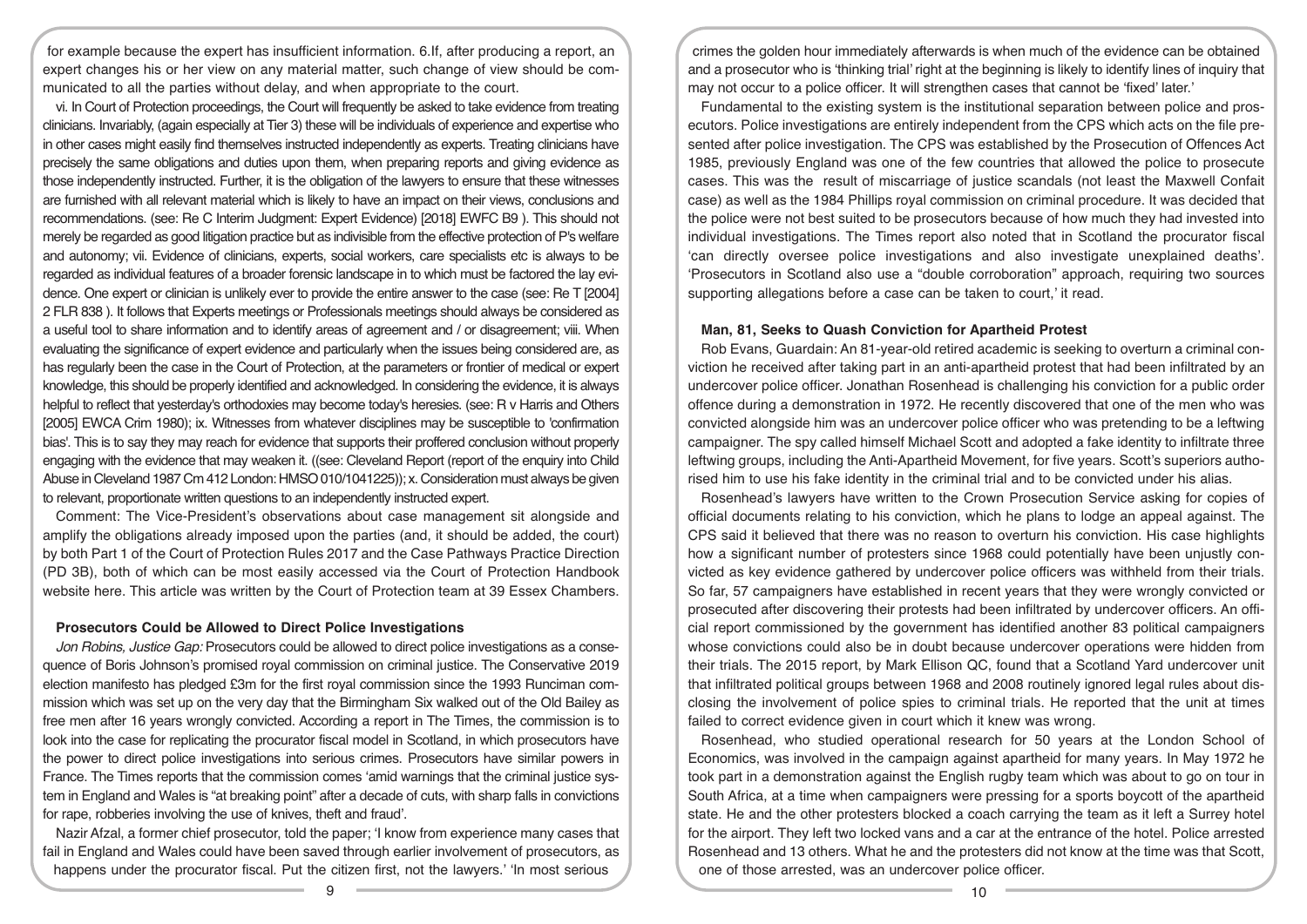for example because the expert has insufficient information. 6.If, after producing a report, an expert changes his or her view on any material matter, such change of view should be communicated to all the parties without delay, and when appropriate to the court.

vi. In Court of Protection proceedings, the Court will frequently be asked to take evidence from treating clinicians. Invariably, (again especially at Tier 3) these will be individuals of experience and expertise who in other cases might easily find themselves instructed independently as experts. Treating clinicians have precisely the same obligations and duties upon them, when preparing reports and giving evidence as those independently instructed. Further, it is the obligation of the lawyers to ensure that these witnesses are furnished with all relevant material which is likely to have an impact on their views, conclusions and recommendations. (see: Re C Interim Judgment: Expert Evidence) [2018] EWFC B9 ). This should not merely be regarded as good litigation practice but as indivisible from the effective protection of P's welfare and autonomy; vii. Evidence of clinicians, experts, social workers, care specialists etc is always to be regarded as individual features of a broader forensic landscape in to which must be factored the lay evidence. One expert or clinician is unlikely ever to provide the entire answer to the case (see: Re T [2004] 2 FLR 838 ). It follows that Experts meetings or Professionals meetings should always be considered as a useful tool to share information and to identify areas of agreement and / or disagreement; viii. When evaluating the significance of expert evidence and particularly when the issues being considered are, as has regularly been the case in the Court of Protection, at the parameters or frontier of medical or expert knowledge, this should be properly identified and acknowledged. In considering the evidence, it is always helpful to reflect that yesterday's orthodoxies may become today's heresies. (see: R v Harris and Others [2005] EWCA Crim 1980); ix. Witnesses from whatever disciplines may be susceptible to 'confirmation bias'. This is to say they may reach for evidence that supports their proffered conclusion without properly engaging with the evidence that may weaken it. ((see: Cleveland Report (report of the enquiry into Child Abuse in Cleveland 1987 Cm 412 London: HMSO 010/1041225)); x. Consideration must always be given to relevant, proportionate written questions to an independently instructed expert.

Comment: The Vice-President's observations about case management sit alongside and amplify the obligations already imposed upon the parties (and, it should be added, the court) by both Part 1 of the Court of Protection Rules 2017 and the Case Pathways Practice Direction (PD 3B), both of which can be most easily accessed via the Court of Protection Handbook website here. This article was written by the Court of Protection team at 39 Essex Chambers.

### Prosecutors Could be Allowed to Direct Police Investigations

*Jon Robins, Justice Gap:* Prosecutors could be allowed to direct police investigations as a consequence of Boris Johnson's promised royal commission on criminal justice. The Conservative 2019 election manifesto has pledged £3m for the first royal commission since the 1993 Runciman commission which was set up on the very day that the Birmingham Six walked out of the Old Bailey as free men after 16 years wrongly convicted. According a report in The Times, the commission is to look into the case for replicating the procurator fiscal model in Scotland, in which prosecutors have the power to direct police investigations into serious crimes. Prosecutors have similar powers in France. The Times reports that the commission comes 'amid warnings that the criminal justice system in England and Wales is "at breaking point" after a decade of cuts, with sharp falls in convictions for rape, robberies involving the use of knives, theft and fraud'.

Nazir Afzal, a former chief prosecutor, told the paper; 'I know from experience many cases that fail in England and Wales could have been saved through earlier involvement of prosecutors, as happens under the procurator fiscal. Put the citizen first, not the lawyers.' 'In most serious crimes the golden hour immediately afterwards is when much of the evidence can be obtained and a prosecutor who is 'thinking trial' right at the beginning is likely to identify lines of inquiry that may not occur to a police officer. It will strengthen cases that cannot be 'fixed' later.'

Fundamental to the existing system is the institutional separation between police and prosecutors. Police investigations are entirely independent from the CPS which acts on the file presented after police investigation. The CPS was established by the Prosecution of Offences Act 1985, previously England was one of the few countries that allowed the police to prosecute cases. This was the result of miscarriage of justice scandals (not least the Maxwell Confait case) as well as the 1984 Phillips royal commission on criminal procedure. It was decided that the police were not best suited to be prosecutors because of how much they had invested into individual investigations. The Times report also noted that in Scotland the procurator fiscal 'can directly oversee police investigations and also investigate unexplained deaths'. 'Prosecutors in Scotland also use a "double corroboration" approach, requiring two sources supporting allegations before a case can be taken to court,' it read.

### Man, 81, Seeks to Quash Conviction for Apartheid Protest

Rob Evans, Guardain: An 81-year-old retired academic is seeking to overturn a criminal conviction he received after taking part in an anti-apartheid protest that had been infiltrated by an undercover police officer. Jonathan Rosenhead is challenging his conviction for a public order offence during a demonstration in 1972. He recently discovered that one of the men who was convicted alongside him was an undercover police officer who was pretending to be a leftwing campaigner. The spy called himself Michael Scott and adopted a fake identity to infiltrate three leftwing groups, including the Anti-Apartheid Movement, for five years. Scott's superiors authorised him to use his fake identity in the criminal trial and to be convicted under his alias.

Rosenhead's lawyers have written to the Crown Prosecution Service asking for copies of official documents relating to his conviction, which he plans to lodge an appeal against. The CPS said it believed that there was no reason to overturn his conviction. His case highlights how a significant number of protesters since 1968 could potentially have been unjustly convicted as key evidence gathered by undercover police officers was withheld from their trials. So far, 57 campaigners have established in recent years that they were wrongly convicted or prosecuted after discovering their protests had been infiltrated by undercover officers. An official report commissioned by the government has identified another 83 political campaigners whose convictions could also be in doubt because undercover operations were hidden from their trials. The 2015 report, by Mark Ellison QC, found that a Scotland Yard undercover unit that infiltrated political groups between 1968 and 2008 routinely ignored legal rules about disclosing the involvement of police spies to criminal trials. He reported that the unit at times failed to correct evidence given in court which it knew was wrong.

Rosenhead, who studied operational research for 50 years at the London School of Economics, was involved in the campaign against apartheid for many years. In May 1972 he took part in a demonstration against the English rugby team which was about to go on tour in South Africa, at a time when campaigners were pressing for a sports boycott of the apartheid state. He and the other protesters blocked a coach carrying the team as it left a Surrey hotel for the airport. They left two locked vans and a car at the entrance of the hotel. Police arrested Rosenhead and 13 others. What he and the protesters did not know at the time was that Scott, one of those arrested, was an undercover police officer.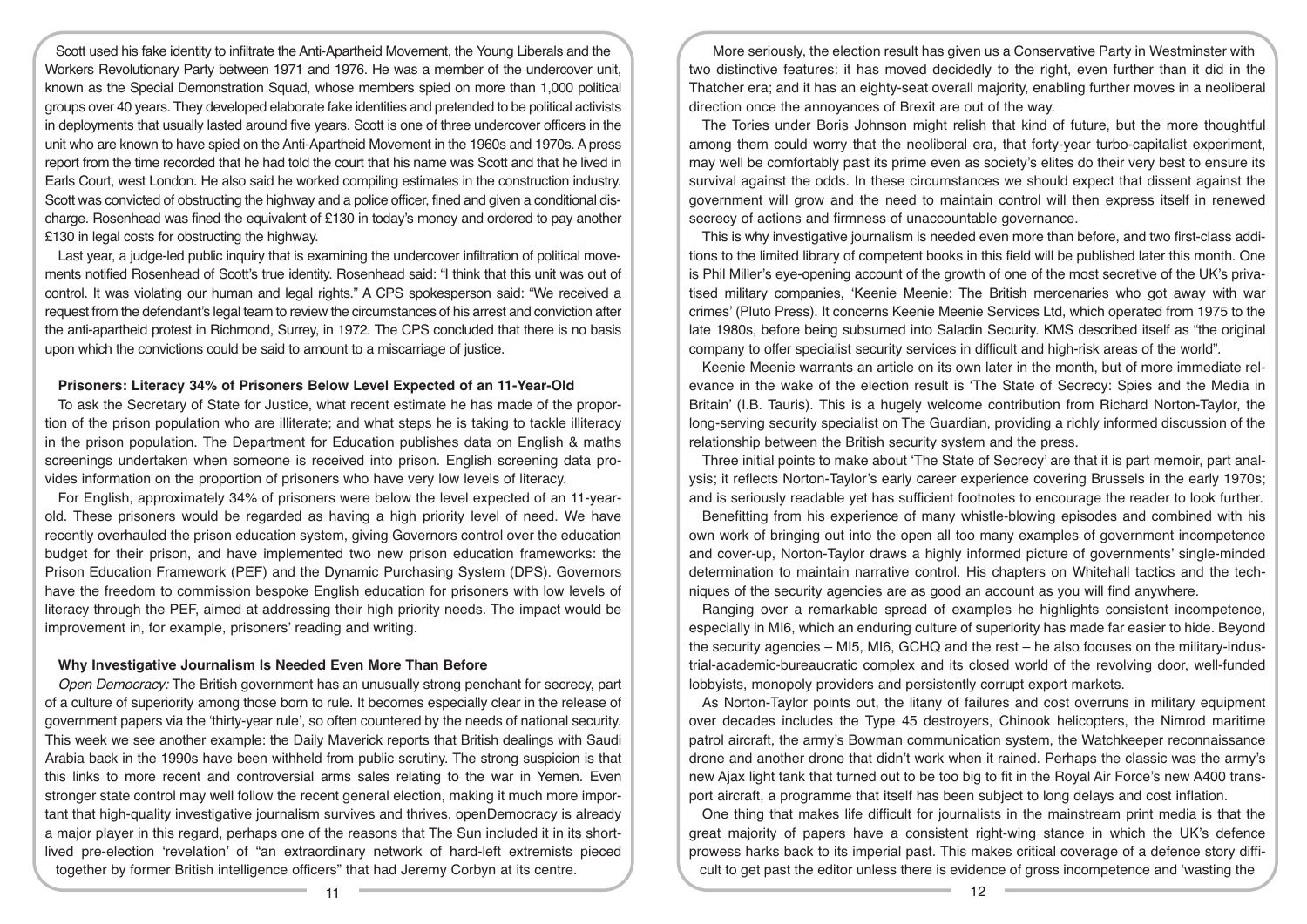Scott used his fake identity to infiltrate the Anti-Apartheid Movement, the Young Liberals and the Workers Revolutionary Party between 1971 and 1976. He was a member of the undercover unit, known as the Special Demonstration Squad, whose members spied on more than 1,000 political groups over 40 years. They developed elaborate fake identities and pretended to be political activists in deployments that usually lasted around five years. Scott is one of three undercover officers in the unit who are known to have spied on the Anti-Apartheid Movement in the 1960s and 1970s. A press report from the time recorded that he had told the court that his name was Scott and that he lived in Earls Court, west London. He also said he worked compiling estimates in the construction industry. Scott was convicted of obstructing the highway and a police officer, fined and given a conditional discharge. Rosenhead was fined the equivalent of £130 in today's money and ordered to pay another £130 in legal costs for obstructing the highway.

Last year, a judge-led public inquiry that is examining the undercover infiltration of political movements notified Rosenhead of Scott's true identity. Rosenhead said: "I think that this unit was out of control. It was violating our human and legal rights." A CPS spokesperson said: "We received a request from the defendant's legal team to review the circumstances of his arrest and conviction after the anti-apartheid protest in Richmond, Surrey, in 1972. The CPS concluded that there is no basis upon which the convictions could be said to amount to a miscarriage of justice.

### Prisoners: Literacy 34% of Prisoners Below Level Expected of an 11-Year-Old

To ask the Secretary of State for Justice, what recent estimate he has made of the proportion of the prison population who are illiterate; and what steps he is taking to tackle illiteracy in the prison population. The Department for Education publishes data on English & maths screenings undertaken when someone is received into prison. English screening data provides information on the proportion of prisoners who have very low levels of literacy.

For English, approximately 34% of prisoners were below the level expected of an 11-year-old. These prisoners would be regarded as having a high priority level of need. We have recently overhauled the prison education system, giving Governors control over the education budget for their prison, and have implemented two new prison education frameworks: the Prison Education Framework (PEF) and the Dynamic Purchasing System (DPS). Governors have the freedom to commission bespoke English education for prisoners with low levels of literacy through the PEF, aimed at addressing their high priority needs. The impact would be improvement in, for example, prisoners' reading and writing.

### Why Investigative Journalism Is Needed Even More Than Before

*Open Democracy:* The British government has an unusually strong penchant for secrecy, part of a culture of superiority among those born to rule. It becomes especially clear in the release of government papers via the 'thirty-year rule', so often countered by the needs of national security. This week we see another example: the Daily Maverick reports that British dealings with Saudi Arabia back in the 1990s have been withheld from public scrutiny. The strong suspicion is that this links to more recent and controversial arms sales relating to the war in Yemen. Even stronger state control may well follow the recent general election, making it much more important that high-quality investigative journalism survives and thrives. openDemocracy is already a major player in this regard, perhaps one of the reasons that The Sun included it in its short-lived pre-election 'revelation' of "an extraordinary network of hard-left extremists pieced together by former British intelligence officers" that had Jeremy Corbyn at its centre.

More seriously, the election result has given us a Conservative Party in Westminster with two distinctive features: it has moved decidedly to the right, even further than it did in the Thatcher era; and it has an eighty-seat overall majority, enabling further moves in a neoliberal direction once the annoyances of Brexit are out of the way.

The Tories under Boris Johnson might relish that kind of future, but the more thoughtful among them could worry that the neoliberal era, that forty-year turbo-capitalist experiment, may well be comfortably past its prime even as society's elites do their very best to ensure its survival against the odds. In these circumstances we should expect that dissent against the government will grow and the need to maintain control will then express itself in renewed secrecy of actions and firmness of unaccountable governance.

This is why investigative journalism is needed even more than before, and two first-class additions to the limited library of competent books in this field will be published later this month. One is Phil Miller's eye-opening account of the growth of one of the most secretive of the UK's privatised military companies, 'Keenie Meenie: The British mercenaries who got away with war crimes' (Pluto Press). It concerns Keenie Meenie Services Ltd, which operated from 1975 to the late 1980s, before being subsumed into Saladin Security. KMS described itself as "the original company to offer specialist security services in difficult and high-risk areas of the world".

Keenie Meenie warrants an article on its own later in the month, but of more immediate relevance in the wake of the election result is 'The State of Secrecy: Spies and the Media in Britain' (I.B. Tauris). This is a hugely welcome contribution from Richard Norton-Taylor, the long-serving security specialist on The Guardian, providing a richly informed discussion of the relationship between the British security system and the press.

Three initial points to make about 'The State of Secrecy' are that it is part memoir, part analysis; it reflects Norton-Taylor's early career experience covering Brussels in the early 1970s; and is seriously readable yet has sufficient footnotes to encourage the reader to look further.

Benefitting from his experience of many whistle-blowing episodes and combined with his own work of bringing out into the open all too many examples of government incompetence and cover-up, Norton-Taylor draws a highly informed picture of governments' single-minded determination to maintain narrative control. His chapters on Whitehall tactics and the techniques of the security agencies are as good an account as you will find anywhere.

Ranging over a remarkable spread of examples he highlights consistent incompetence, especially in MI6, which an enduring culture of superiority has made far easier to hide. Beyond the security agencies – MI5, MI6, GCHQ and the rest – he also focuses on the military-industrial-academic-bureaucratic complex and its closed world of the revolving door, well-funded lobbyists, monopoly providers and persistently corrupt export markets.

As Norton-Taylor points out, the litany of failures and cost overruns in military equipment over decades includes the Type 45 destroyers, Chinook helicopters, the Nimrod maritime patrol aircraft, the army's Bowman communication system, the Watchkeeper reconnaissance drone and another drone that didn't work when it rained. Perhaps the classic was the army's new Ajax light tank that turned out to be too big to fit in the Royal Air Force's new A400 transport aircraft, a programme that itself has been subject to long delays and cost inflation.

One thing that makes life difficult for journalists in the mainstream print media is that the great majority of papers have a consistent right-wing stance in which the UK's defence prowess harks back to its imperial past. This makes critical coverage of a defence story difficult to get past the editor unless there is evidence of gross incompetence and 'wasting the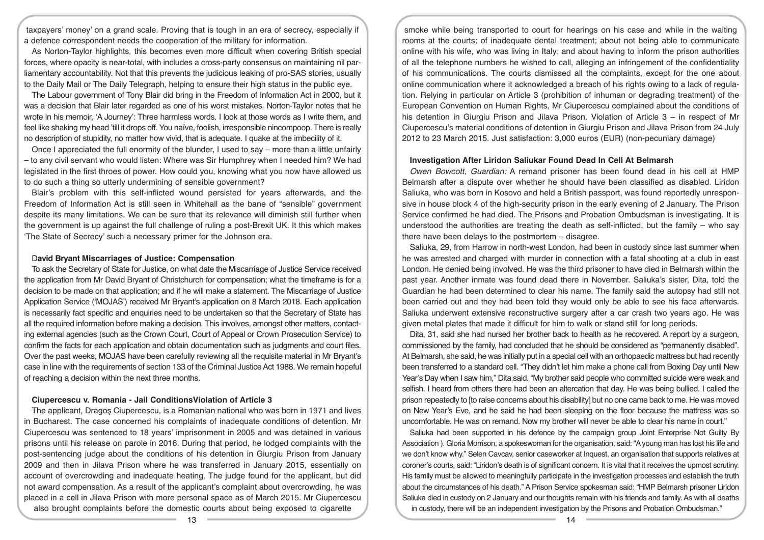taxpayers' money' on a grand scale. Proving that is tough in an era of secrecy, especially if a defence correspondent needs the cooperation of the military for information.

As Norton-Taylor highlights, this becomes even more difficult when covering British special forces, where opacity is near-total, with includes a cross-party consensus on maintaining nil parliamentary accountability. Not that this prevents the judicious leaking of pro-SAS stories, usually to the Daily Mail or The Daily Telegraph, helping to ensure their high status in the public eye.

The Labour government of Tony Blair did bring in the Freedom of Information Act in 2000, but it was a decision that Blair later regarded as one of his worst mistakes. Norton-Taylor notes that he wrote in his memoir, 'A Journey': Three harmless words. I look at those words as I write them, and feel like shaking my head 'till it drops off. You naïve, foolish, irresponsible nincompoop. There is really no description of stupidity, no matter how vivid, that is adequate. I quake at the imbecility of it.

Once I appreciated the full enormity of the blunder, I used to say – more than a little unfairly – to any civil servant who would listen: Where was Sir Humphrey when I needed him? We had legislated in the first throes of power. How could you, knowing what you now have allowed us to do such a thing so utterly undermining of sensible government?

Blair's problem with this self-inflicted wound persisted for years afterwards, and the Freedom of Information Act is still seen in Whitehall as the bane of "sensible" government despite its many limitations. We can be sure that its relevance will diminish still further when the government is up against the full challenge of ruling a post-Brexit UK. It this which makes 'The State of Secrecy' such a necessary primer for the Johnson era.

### David Bryant Miscarriages of Justice: Compensation

To ask the Secretary of State for Justice, on what date the Miscarriage of Justice Service received the application from Mr David Bryant of Christchurch for compensation; what the timeframe is for a decision to be made on that application; and if he will make a statement. The Miscarriage of Justice Application Service ('MOJAS') received Mr Bryant's application on 8 March 2018. Each application is necessarily fact specific and enquiries need to be undertaken so that the Secretary of State has all the required information before making a decision. This involves, amongst other matters, contacting external agencies (such as the Crown Court, Court of Appeal or Crown Prosecution Service) to confirm the facts for each application and obtain documentation such as judgments and court files. Over the past weeks, MOJAS have been carefully reviewing all the requisite material in Mr Bryant's case in line with the requirements of section 133 of the Criminal Justice Act 1988. We remain hopeful of reaching a decision within the next three months.

### Ciupercescu v. Romania - Jail ConditionsViolation of Article 3

The applicant, Dragoş Ciupercescu, is a Romanian national who was born in 1971 and lives in Bucharest. The case concerned his complaints of inadequate conditions of detention. Mr Ciupercescu was sentenced to 18 years' imprisonment in 2005 and was detained in various prisons until his release on parole in 2016. During that period, he lodged complaints with the post-sentencing judge about the conditions of his detention in Giurgiu Prison from January 2009 and then in Jilava Prison where he was transferred in January 2015, essentially on account of overcrowding and inadequate heating. The judge found for the applicant, but did not award compensation. As a result of the applicant's complaint about overcrowding, he was placed in a cell in Jilava Prison with more personal space as of March 2015. Mr Ciupercescu also brought complaints before the domestic courts about being exposed to cigarette smoke while being transported to court for hearings on his case and while in the waiting rooms at the courts; of inadequate dental treatment; about not being able to communicate online with his wife, who was living in Italy; and about having to inform the prison authorities of all the telephone numbers he wished to call, alleging an infringement of the confidentiality of his communications. The courts dismissed all the complaints, except for the one about online communication where it acknowledged a breach of his rights owing to a lack of regulation. Relying in particular on Article 3 (prohibition of inhuman or degrading treatment) of the European Convention on Human Rights, Mr Ciupercescu complained about the conditions of his detention in Giurgiu Prison and Jilava Prison. Violation of Article 3 – in respect of Mr Ciupercescu's material conditions of detention in Giurgiu Prison and Jilava Prison from 24 July 2012 to 23 March 2015. Just satisfaction: 3,000 euros (EUR) (non-pecuniary damage)

### Investigation After Liridon Saliukar Found Dead In Cell At Belmarsh

*Owen Bowcott, Guardian:* A remand prisoner has been found dead in his cell at HMP Belmarsh after a dispute over whether he should have been classified as disabled. Liridon Saliuka, who was born in Kosovo and held a British passport, was found reportedly unresponsive in house block 4 of the high-security prison in the early evening of 2 January. The Prison Service confirmed he had died. The Prisons and Probation Ombudsman is investigating. It is understood the authorities are treating the death as self-inflicted, but the family – who say there have been delays to the postmortem – disagree.

Saliuka, 29, from Harrow in north-west London, had been in custody since last summer when he was arrested and charged with murder in connection with a fatal shooting at a club in east London. He denied being involved. He was the third prisoner to have died in Belmarsh within the past year. Another inmate was found dead there in November. Saliuka's sister, Dita, told the Guardian he had been determined to clear his name. The family said the autopsy had still not been carried out and they had been told they would only be able to see his face afterwards. Saliuka underwent extensive reconstructive surgery after a car crash two years ago. He was given metal plates that made it difficult for him to walk or stand still for long periods.

Dita, 31, said she had nursed her brother back to health as he recovered. A report by a surgeon, commissioned by the family, had concluded that he should be considered as "permanently disabled". At Belmarsh, she said, he was initially put in a special cell with an orthopaedic mattress but had recently been transferred to a standard cell. "They didn't let him make a phone call from Boxing Day until New Year's Day when I saw him," Dita said. "My brother said people who committed suicide were weak and selfish. I heard from others there had been an altercation that day. He was being bullied. I called the prison repeatedly to [to raise concerns about his disability] but no one came back to me. He was moved on New Year's Eve, and he said he had been sleeping on the floor because the mattress was so uncomfortable. He was on remand. Now my brother will never be able to clear his name in court."

Saliuka had been supported in his defence by the campaign group Joint Enterprise Not Guilty By Association ). Gloria Morrison, a spokeswoman for the organisation, said: "A young man has lost his life and we don't know why." Selen Cavcav, senior caseworker at Inquest, an organisation that supports relatives at coroner's courts, said: "Liridon's death is of significant concern. It is vital that it receives the upmost scrutiny. His family must be allowed to meaningfully participate in the investigation processes and establish the truth about the circumstances of his death." A Prison Service spokesman said: "HMP Belmarsh prisoner Liridon Saliuka died in custody on 2 January and our thoughts remain with his friends and family. As with all deaths in custody, there will be an independent investigation by the Prisons and Probation Ombudsman."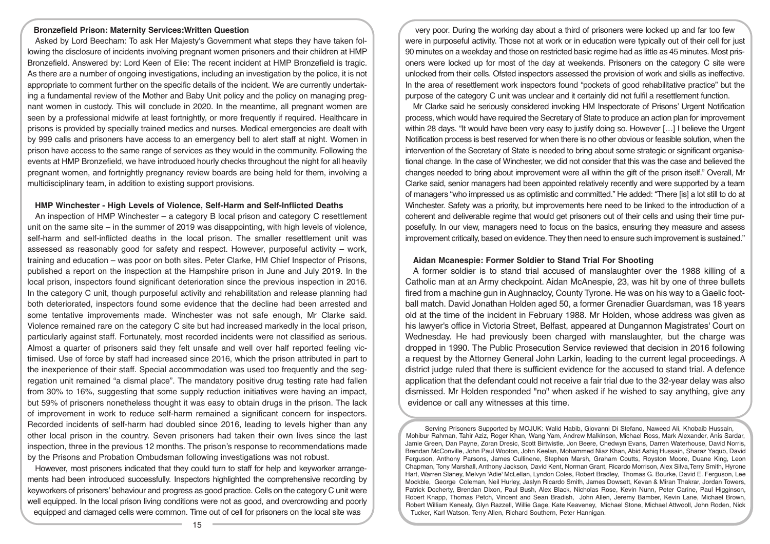## Bronzefield Prison: Maternity Services:Written Question

Asked by Lord Beecham: To ask Her Majesty's Government what steps they have taken following the disclosure of incidents involving pregnant women prisoners and their children at HMP Bronzefield. Answered by: Lord Keen of Elie: The recent incident at HMP Bronzefield is tragic. As there are a number of ongoing investigations, including an investigation by the police, it is not appropriate to comment further on the specific details of the incident. We are currently undertaking a fundamental review of the Mother and Baby Unit policy and the policy on managing pregnant women in custody. This will conclude in 2020. In the meantime, all pregnant women are seen by a professional midwife at least fortnightly, or more frequently if required. Healthcare in prisons is provided by specially trained medics and nurses. Medical emergencies are dealt with by 999 calls and prisoners have access to an emergency bell to alert staff at night. Women in prison have access to the same range of services as they would in the community. Following the events at HMP Bronzefield, we have introduced hourly checks throughout the night for all heavily pregnant women, and fortnightly pregnancy review boards are being held for them, involving a multidisciplinary team, in addition to existing support provisions.

## HMP Winchester - High Levels of Violence, Self-Harm and Self-Inflicted Deaths

An inspection of HMP Winchester – a category B local prison and category C resettlement unit on the same site – in the summer of 2019 was disappointing, with high levels of violence, self-harm and self-inflicted deaths in the local prison. The smaller resettlement unit was assessed as reasonably good for safety and respect. However, purposeful activity – work, training and education – was poor on both sites. Peter Clarke, HM Chief Inspector of Prisons, published a report on the inspection at the Hampshire prison in June and July 2019. In the local prison, inspectors found significant deterioration since the previous inspection in 2016. In the category C unit, though purposeful activity and rehabilitation and release planning had both deteriorated, inspectors found some evidence that the decline had been arrested and some tentative improvements made. Winchester was not safe enough, Mr Clarke said. Violence remained rare on the category C site but had increased markedly in the local prison, particularly against staff. Fortunately, most recorded incidents were not classified as serious. Almost a quarter of prisoners said they felt unsafe and well over half reported feeling victimised. Use of force by staff had increased since 2016, which the prison attributed in part to the inexperience of their staff. Special accommodation was used too frequently and the segregation unit remained "a dismal place". The mandatory positive drug testing rate had fallen from 30% to 16%, suggesting that some supply reduction initiatives were having an impact, but 59% of prisoners nonetheless thought it was easy to obtain drugs in the prison. The lack of improvement in work to reduce self-harm remained a significant concern for inspectors. Recorded incidents of self-harm had doubled since 2016, leading to levels higher than any other local prison in the country. Seven prisoners had taken their own lives since the last inspection, three in the previous 12 months. The prison's response to recommendations made by the Prisons and Probation Ombudsman following investigations was not robust.

However, most prisoners indicated that they could turn to staff for help and keyworker arrangements had been introduced successfully. Inspectors highlighted the comprehensive recording by keyworkers of prisoners' behaviour and progress as good practice. Cells on the category C unit were well equipped. In the local prison living conditions were not as good, and overcrowding and poorly equipped and damaged cells were common. Time out of cell for prisoners on the local site was very poor. During the working day about a third of prisoners were locked up and far too few were in purposeful activity. Those not at work or in education were typically out of their cell for just 90 minutes on a weekday and those on restricted basic regime had as little as 45 minutes. Most prisoners were locked up for most of the day at weekends. Prisoners on the category C site were unlocked from their cells. Ofsted inspectors assessed the provision of work and skills as ineffective. In the area of resettlement work inspectors found "pockets of good rehabilitative practice" but the purpose of the category C unit was unclear and it certainly did not fulfil a resettlement function.

Mr Clarke said he seriously considered invoking HM Inspectorate of Prisons' Urgent Notification process, which would have required the Secretary of State to produce an action plan for improvement within 28 days. "It would have been very easy to justify doing so. However […] I believe the Urgent Notification process is best reserved for when there is no other obvious or feasible solution, when the intervention of the Secretary of State is needed to bring about some strategic or significant organisational change. In the case of Winchester, we did not consider that this was the case and believed the changes needed to bring about improvement were all within the gift of the prison itself." Overall, Mr Clarke said, senior managers had been appointed relatively recently and were supported by a team of managers "who impressed us as optimistic and committed." He added: "There [is] a lot still to do at Winchester. Safety was a priority, but improvements here need to be linked to the introduction of a coherent and deliverable regime that would get prisoners out of their cells and using their time purposefully. In our view, managers need to focus on the basics, ensuring they measure and assess improvement critically, based on evidence. They then need to ensure such improvement is sustained."

## Aidan Mcanespie: Former Soldier to Stand Trial For Shooting

A former soldier is to stand trial accused of manslaughter over the 1988 killing of a Catholic man at an Army checkpoint. Aidan McAnespie, 23, was hit by one of three bullets fired from a machine gun in Aughnacloy, County Tyrone. He was on his way to a Gaelic football match. David Jonathan Holden aged 50, a former Grenadier Guardsman, was 18 years old at the time of the incident in February 1988. Mr Holden, whose address was given as his lawyer's office in Victoria Street, Belfast, appeared at Dungannon Magistrates' Court on Wednesday. He had previously been charged with manslaughter, but the charge was dropped in 1990. The Public Prosecution Service reviewed that decision in 2016 following a request by the Attorney General John Larkin, leading to the current legal proceedings. A district judge ruled that there is sufficient evidence for the accused to stand trial. A defence application that the defendant could not receive a fair trial due to the 32-year delay was also dismissed. Mr Holden responded "no" when asked if he wished to say anything, give any evidence or call any witnesses at this time.

Serving Prisoners Supported by MOJUK: Walid Habib, Giovanni Di Stefano, Naweed Ali, Khobaib Hussain, Mohibur Rahman, Tahir Aziz, Roger Khan, Wang Yam, Andrew Malkinson, Michael Ross, Mark Alexander, Anis Sardar, Jamie Green, Dan Payne, Zoran Dresic, Scott Birtwistle, Jon Beere, Chedwyn Evans, Darren Waterhouse, David Norris, Brendan McConville, John Paul Wooton, John Keelan, Mohammed Niaz Khan, Abid Ashiq Hussain, Sharaz Yaqub, David Ferguson, Anthony Parsons, James Cullinene, Stephen Marsh, Graham Coutts, Royston Moore, Duane King, Leon Chapman, Tony Marshall, Anthony Jackson, David Kent, Norman Grant, Ricardo Morrison, Alex Silva,Terry Smith, Hyrone Hart, Warren Slaney, Melvyn 'Adie' McLellan, Lyndon Coles, Robert Bradley, Thomas G. Bourke, David E. Ferguson, Lee Mockble, George Coleman, Neil Hurley, Jaslyn Ricardo Smith, James Dowsett, Kevan & Miran Thakrar, Jordan Towers, Patrick Docherty, Brendan Dixon, Paul Bush, Alex Black, Nicholas Rose, Kevin Nunn, Peter Carine, Paul Higginson, Robert Knapp, Thomas Petch, Vincent and Sean Bradish, John Allen, Jeremy Bamber, Kevin Lane, Michael Brown, Robert William Kenealy, Glyn Razzell, Willie Gage, Kate Keaveney, Michael Stone, Michael Attwooll, John Roden, Nick Tucker, Karl Watson, Terry Allen, Richard Southern, Peter Hannigan.